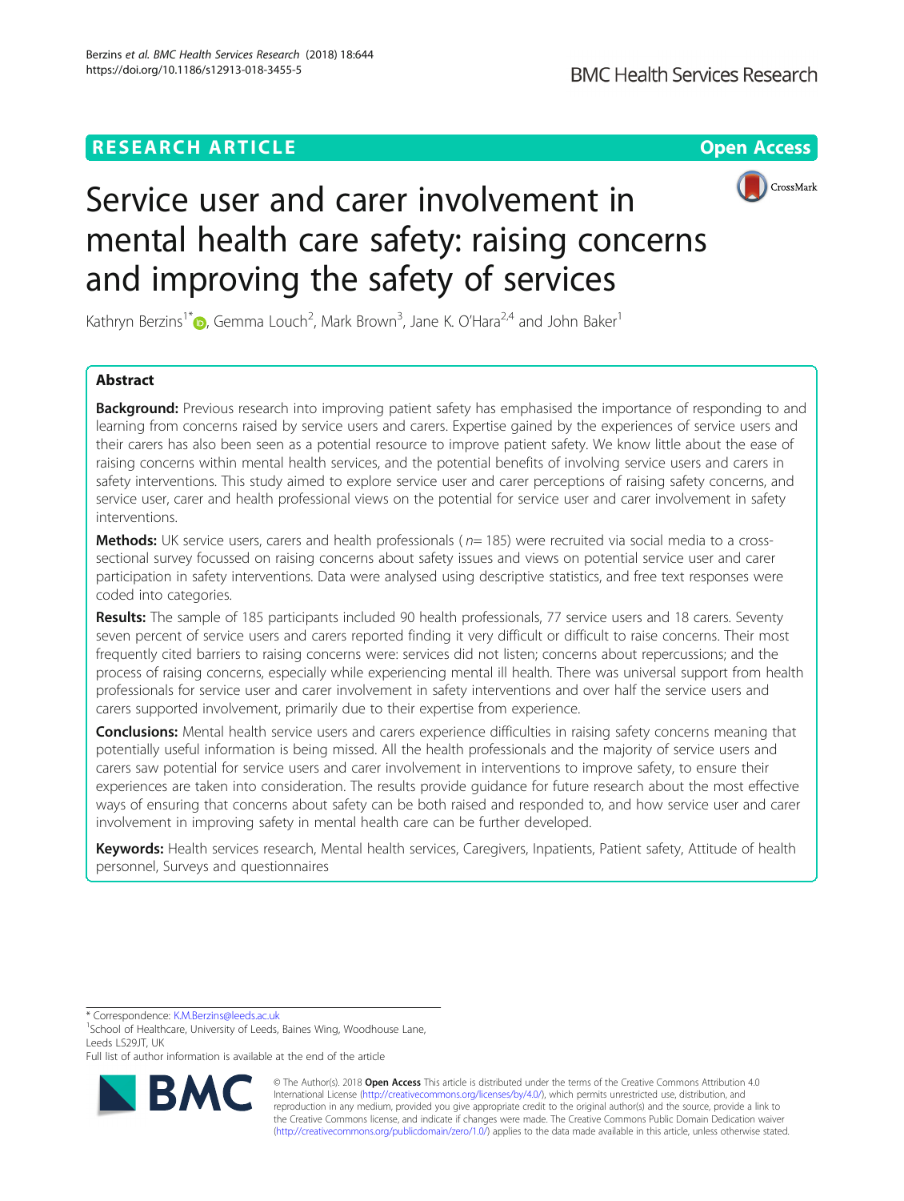RESEARCH ARTICLE

Open Access

# Service user and carer involvement in mental health care safety: raising concerns and improving the safety of services

Kathryn Berzins[1*], Gemma Louch[2], Mark Brown[3], Jane K. O'Hara[2,4] and John Baker[1]

## Abstract

**Background:** Previous research into improving patient safety has emphasised the importance of responding to and learning from concerns raised by service users and carers. Expertise gained by the experiences of service users and their carers has also been seen as a potential resource to improve patient safety. We know little about the ease of raising concerns within mental health services, and the potential benefits of involving service users and carers in safety interventions. This study aimed to explore service user and carer perceptions of raising safety concerns, and service user, carer and health professional views on the potential for service user and carer involvement in safety interventions.

**Methods:** UK service users, carers and health professionals ( $n= 185$) were recruited via social media to a cross-sectional survey focussed on raising concerns about safety issues and views on potential service user and carer participation in safety interventions. Data were analysed using descriptive statistics, and free text responses were coded into categories.

**Results:** The sample of 185 participants included 90 health professionals, 77 service users and 18 carers. Seventy seven percent of service users and carers reported finding it very difficult or difficult to raise concerns. Their most frequently cited barriers to raising concerns were: services did not listen; concerns about repercussions; and the process of raising concerns, especially while experiencing mental ill health. There was universal support from health professionals for service user and carer involvement in safety interventions and over half the service users and carers supported involvement, primarily due to their expertise from experience.

**Conclusions:** Mental health service users and carers experience difficulties in raising safety concerns meaning that potentially useful information is being missed. All the health professionals and the majority of service users and carers saw potential for service users and carer involvement in interventions to improve safety, to ensure their experiences are taken into consideration. The results provide guidance for future research about the most effective ways of ensuring that concerns about safety can be both raised and responded to, and how service user and carer involvement in improving safety in mental health care can be further developed.

**Keywords:** Health services research, Mental health services, Caregivers, Inpatients, Patient safety, Attitude of health personnel, Surveys and questionnaires

---

\* Correspondence: K.M.Berzins@leeds.ac.uk

[1]School of Healthcare, University of Leeds, Baines Wing, Woodhouse Lane, Leeds LS29JT, UK

Full list of author information is available at the end of the article

© The Author(s). 2018 **Open Access** This article is distributed under the terms of the Creative Commons Attribution 4.0 International License (http://creativecommons.org/licenses/by/4.0/), which permits unrestricted use, distribution, and reproduction in any medium, provided you give appropriate credit to the original author(s) and the source, provide a link to the Creative Commons license, and indicate if changes were made. The Creative Commons Public Domain Dedication waiver (http://creativecommons.org/publicdomain/zero/1.0/) applies to the data made available in this article, unless otherwise stated.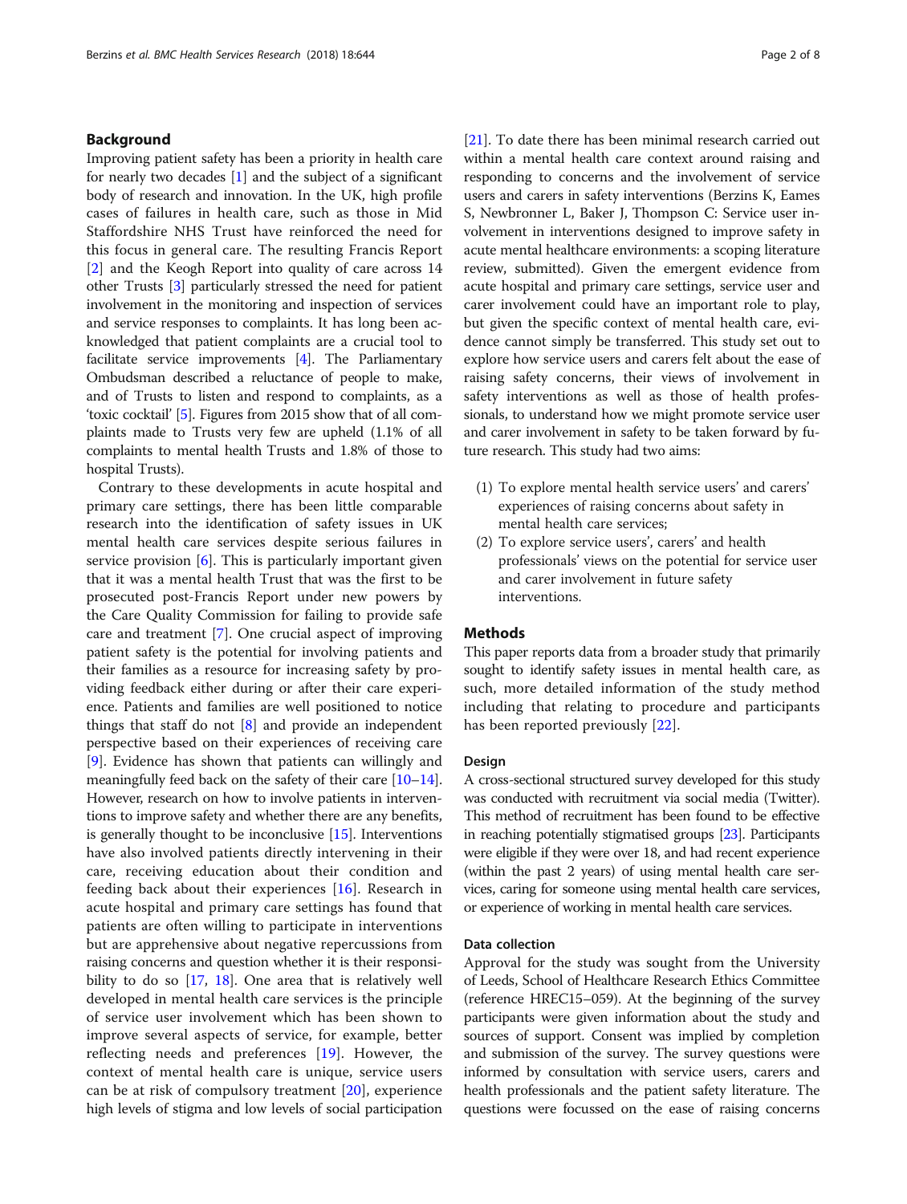## Background

Improving patient safety has been a priority in health care for nearly two decades [1] and the subject of a significant body of research and innovation. In the UK, high profile cases of failures in health care, such as those in Mid Staffordshire NHS Trust have reinforced the need for this focus in general care. The resulting Francis Report [2] and the Keogh Report into quality of care across 14 other Trusts [3] particularly stressed the need for patient involvement in the monitoring and inspection of services and service responses to complaints. It has long been acknowledged that patient complaints are a crucial tool to facilitate service improvements [4]. The Parliamentary Ombudsman described a reluctance of people to make, and of Trusts to listen and respond to complaints, as a 'toxic cocktail' [5]. Figures from 2015 show that of all complaints made to Trusts very few are upheld (1.1% of all complaints to mental health Trusts and 1.8% of those to hospital Trusts).

Contrary to these developments in acute hospital and primary care settings, there has been little comparable research into the identification of safety issues in UK mental health care services despite serious failures in service provision [6]. This is particularly important given that it was a mental health Trust that was the first to be prosecuted post-Francis Report under new powers by the Care Quality Commission for failing to provide safe care and treatment [7]. One crucial aspect of improving patient safety is the potential for involving patients and their families as a resource for increasing safety by providing feedback either during or after their care experience. Patients and families are well positioned to notice things that staff do not [8] and provide an independent perspective based on their experiences of receiving care [9]. Evidence has shown that patients can willingly and meaningfully feed back on the safety of their care [10–14]. However, research on how to involve patients in interventions to improve safety and whether there are any benefits, is generally thought to be inconclusive [15]. Interventions have also involved patients directly intervening in their care, receiving education about their condition and feeding back about their experiences [16]. Research in acute hospital and primary care settings has found that patients are often willing to participate in interventions but are apprehensive about negative repercussions from raising concerns and question whether it is their responsibility to do so [17, 18]. One area that is relatively well developed in mental health care services is the principle of service user involvement which has been shown to improve several aspects of service, for example, better reflecting needs and preferences [19]. However, the context of mental health care is unique, service users can be at risk of compulsory treatment [20], experience high levels of stigma and low levels of social participation [21]. To date there has been minimal research carried out within a mental health care context around raising and responding to concerns and the involvement of service users and carers in safety interventions (Berzins K, Eames S, Newbronner L, Baker J, Thompson C: Service user involvement in interventions designed to improve safety in acute mental healthcare environments: a scoping literature review, submitted). Given the emergent evidence from acute hospital and primary care settings, service user and carer involvement could have an important role to play, but given the specific context of mental health care, evidence cannot simply be transferred. This study set out to explore how service users and carers felt about the ease of raising safety concerns, their views of involvement in safety interventions as well as those of health professionals, to understand how we might promote service user and carer involvement in safety to be taken forward by future research. This study had two aims:

(1) To explore mental health service users' and carers' experiences of raising concerns about safety in mental health care services;
(2) To explore service users', carers' and health professionals' views on the potential for service user and carer involvement in future safety interventions.

## Methods

This paper reports data from a broader study that primarily sought to identify safety issues in mental health care, as such, more detailed information of the study method including that relating to procedure and participants has been reported previously [22].

### Design

A cross-sectional structured survey developed for this study was conducted with recruitment via social media (Twitter). This method of recruitment has been found to be effective in reaching potentially stigmatised groups [23]. Participants were eligible if they were over 18, and had recent experience (within the past 2 years) of using mental health care services, caring for someone using mental health care services, or experience of working in mental health care services.

### Data collection

Approval for the study was sought from the University of Leeds, School of Healthcare Research Ethics Committee (reference HREC15–059). At the beginning of the survey participants were given information about the study and sources of support. Consent was implied by completion and submission of the survey. The survey questions were informed by consultation with service users, carers and health professionals and the patient safety literature. The questions were focussed on the ease of raising concerns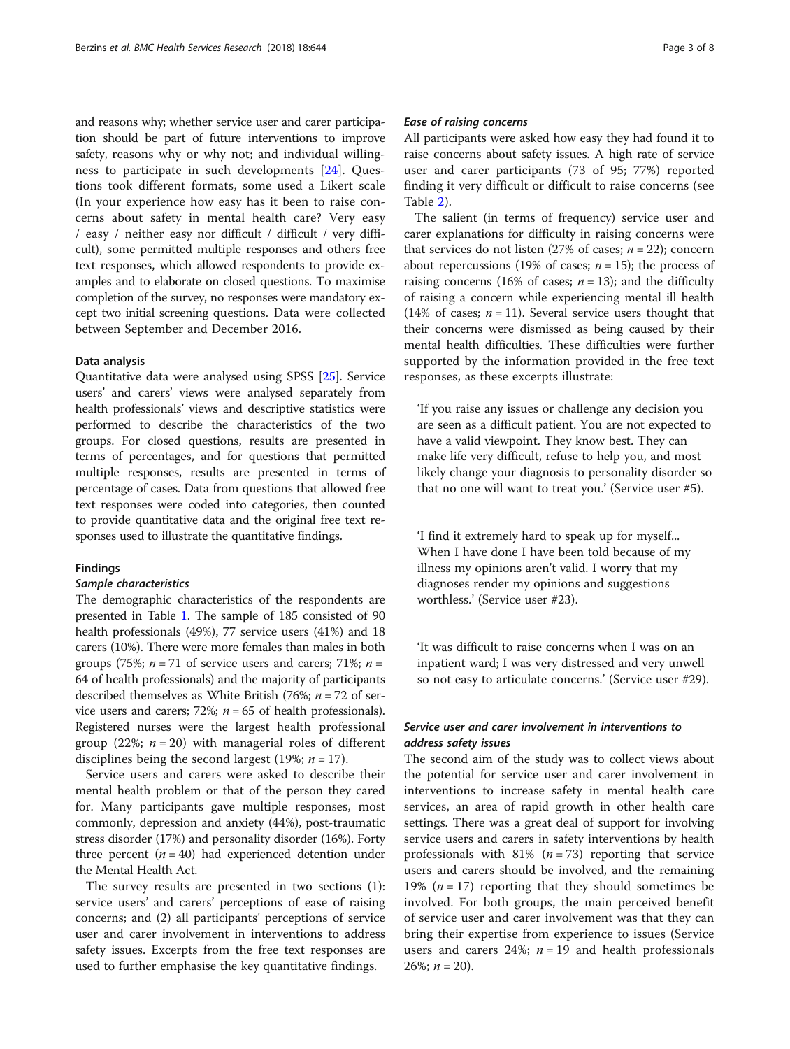and reasons why; whether service user and carer participation should be part of future interventions to improve safety, reasons why or why not; and individual willingness to participate in such developments [24]. Questions took different formats, some used a Likert scale (In your experience how easy has it been to raise concerns about safety in mental health care? Very easy / easy / neither easy nor difficult / difficult / very difficult), some permitted multiple responses and others free text responses, which allowed respondents to provide examples and to elaborate on closed questions. To maximise completion of the survey, no responses were mandatory except two initial screening questions. Data were collected between September and December 2016.

### Data analysis

Quantitative data were analysed using SPSS [25]. Service users' and carers' views were analysed separately from health professionals' views and descriptive statistics were performed to describe the characteristics of the two groups. For closed questions, results are presented in terms of percentages, and for questions that permitted multiple responses, results are presented in terms of percentage of cases. Data from questions that allowed free text responses were coded into categories, then counted to provide quantitative data and the original free text responses used to illustrate the quantitative findings.

### Findings

#### *Sample characteristics*

The demographic characteristics of the respondents are presented in Table 1. The sample of 185 consisted of 90 health professionals (49%), 77 service users (41%) and 18 carers (10%). There were more females than males in both groups (75%; $n = 71$ of service users and carers; 71%; $n = 64$ of health professionals) and the majority of participants described themselves as White British (76%; $n = 72$ of service users and carers; 72%; $n = 65$ of health professionals). Registered nurses were the largest health professional group (22%; $n = 20$) with managerial roles of different disciplines being the second largest (19%; $n = 17$).

Service users and carers were asked to describe their mental health problem or that of the person they cared for. Many participants gave multiple responses, most commonly, depression and anxiety (44%), post-traumatic stress disorder (17%) and personality disorder (16%). Forty three percent ($n = 40$) had experienced detention under the Mental Health Act.

The survey results are presented in two sections (1): service users' and carers' perceptions of ease of raising concerns; and (2) all participants' perceptions of service user and carer involvement in interventions to address safety issues. Excerpts from the free text responses are used to further emphasise the key quantitative findings.

#### *Ease of raising concerns*

All participants were asked how easy they had found it to raise concerns about safety issues. A high rate of service user and carer participants (73 of 95; 77%) reported finding it very difficult or difficult to raise concerns (see Table 2).

The salient (in terms of frequency) service user and carer explanations for difficulty in raising concerns were that services do not listen (27% of cases; $n = 22$); concern about repercussions (19% of cases; $n = 15$); the process of raising concerns (16% of cases; $n = 13$); and the difficulty of raising a concern while experiencing mental ill health (14% of cases; $n = 11$). Several service users thought that their concerns were dismissed as being caused by their mental health difficulties. These difficulties were further supported by the information provided in the free text responses, as these excerpts illustrate:

> 'If you raise any issues or challenge any decision you are seen as a difficult patient. You are not expected to have a valid viewpoint. They know best. They can make life very difficult, refuse to help you, and most likely change your diagnosis to personality disorder so that no one will want to treat you.' (Service user #5).

> 'I find it extremely hard to speak up for myself... When I have done I have been told because of my illness my opinions aren't valid. I worry that my diagnoses render my opinions and suggestions worthless.' (Service user #23).

> 'It was difficult to raise concerns when I was on an inpatient ward; I was very distressed and very unwell so not easy to articulate concerns.' (Service user #29).

#### *Service user and carer involvement in interventions to address safety issues*

The second aim of the study was to collect views about the potential for service user and carer involvement in interventions to increase safety in mental health care services, an area of rapid growth in other health care settings. There was a great deal of support for involving service users and carers in safety interventions by health professionals with 81% ($n = 73$) reporting that service users and carers should be involved, and the remaining 19% ($n = 17$) reporting that they should sometimes be involved. For both groups, the main perceived benefit of service user and carer involvement was that they can bring their expertise from experience to issues (Service users and carers 24%; $n = 19$ and health professionals 26%; $n = 20$).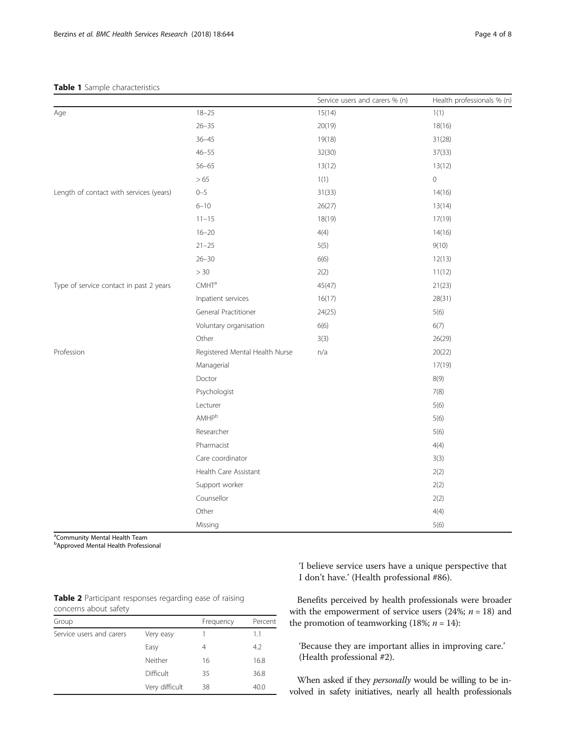**Table 1** Sample characteristics

| | | Service users and carers % (n) | Health professionals % (n) |
|---|---|---|---|
| Age | 18–25 | 15(14) | 1(1) |
| | 26–35 | 20(19) | 18(16) |
| | 36–45 | 19(18) | 31(28) |
| | 46–55 | 32(30) | 37(33) |
| | 56–65 | 13(12) | 13(12) |
| | > 65 | 1(1) | 0 |
| Length of contact with services (years) | 0–5 | 31(33) | 14(16) |
| | 6–10 | 26(27) | 13(14) |
| | 11–15 | 18(19) | 17(19) |
| | 16–20 | 4(4) | 14(16) |
| | 21–25 | 5(5) | 9(10) |
| | 26–30 | 6(6) | 12(13) |
| | > 30 | 2(2) | 11(12) |
| Type of service contact in past 2 years | CMHT[a] | 45(47) | 21(23) |
| | Inpatient services | 16(17) | 28(31) |
| | General Practitioner | 24(25) | 5(6) |
| | Voluntary organisation | 6(6) | 6(7) |
| | Other | 3(3) | 26(29) |
| Profession | Registered Mental Health Nurse | n/a | 20(22) |
| | Managerial | | 17(19) |
| | Doctor | | 8(9) |
| | Psychologist | | 7(8) |
| | Lecturer | | 5(6) |
| | AMHP[b] | | 5(6) |
| | Researcher | | 5(6) |
| | Pharmacist | | 4(4) |
| | Care coordinator | | 3(3) |
| | Health Care Assistant | | 2(2) |
| | Support worker | | 2(2) |
| | Counsellor | | 2(2) |
| | Other | | 4(4) |
| | Missing | | 5(6) |

[a]Community Mental Health Team
[b]Approved Mental Health Professional

**Table 2** Participant responses regarding ease of raising concerns about safety

| Group | | Frequency | Percent |
|---|---|---|---|
| Service users and carers | Very easy | 1 | 1.1 |
| | Easy | 4 | 4.2 |
| | Neither | 16 | 16.8 |
| | Difficult | 35 | 36.8 |
| | Very difficult | 38 | 40.0 |

'I believe service users have a unique perspective that I don't have.' (Health professional #86).

Benefits perceived by health professionals were broader with the empowerment of service users (24%; $n = 18$) and the promotion of teamworking (18%; $n = 14$):

'Because they are important allies in improving care.' (Health professional #2).

When asked if they *personally* would be willing to be involved in safety initiatives, nearly all health professionals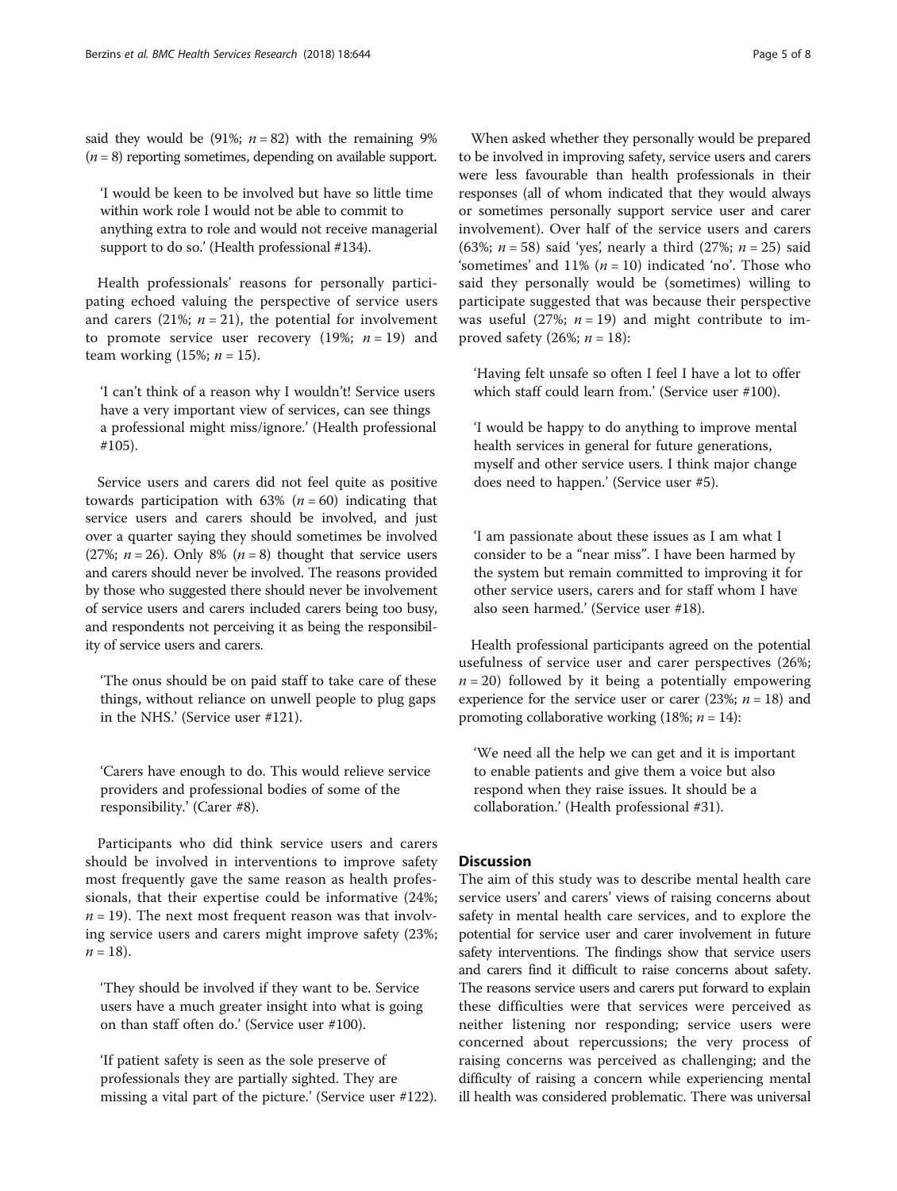said they would be (91%; $n = 82$) with the remaining 9% ($n = 8$) reporting sometimes, depending on available support.

> 'I would be keen to be involved but have so little time within work role I would not be able to commit to anything extra to role and would not receive managerial support to do so.' (Health professional #134).

Health professionals' reasons for personally participating echoed valuing the perspective of service users and carers (21%; $n = 21$), the potential for involvement to promote service user recovery (19%; $n = 19$) and team working (15%; $n = 15$).

> 'I can't think of a reason why I wouldn't! Service users have a very important view of services, can see things a professional might miss/ignore.' (Health professional #105).

Service users and carers did not feel quite as positive towards participation with 63% ($n = 60$) indicating that service users and carers should be involved, and just over a quarter saying they should sometimes be involved (27%; $n = 26$). Only 8% ($n = 8$) thought that service users and carers should never be involved. The reasons provided by those who suggested there should never be involvement of service users and carers included carers being too busy, and respondents not perceiving it as being the responsibility of service users and carers.

> 'The onus should be on paid staff to take care of these things, without reliance on unwell people to plug gaps in the NHS.' (Service user #121).

> 'Carers have enough to do. This would relieve service providers and professional bodies of some of the responsibility.' (Carer #8).

Participants who did think service users and carers should be involved in interventions to improve safety most frequently gave the same reason as health professionals, that their expertise could be informative (24%; $n = 19$). The next most frequent reason was that involving service users and carers might improve safety (23%; $n = 18$).

> 'They should be involved if they want to be. Service users have a much greater insight into what is going on than staff often do.' (Service user #100).

> 'If patient safety is seen as the sole preserve of professionals they are partially sighted. They are missing a vital part of the picture.' (Service user #122).

When asked whether they personally would be prepared to be involved in improving safety, service users and carers were less favourable than health professionals in their responses (all of whom indicated that they would always or sometimes personally support service user and carer involvement). Over half of the service users and carers (63%; $n = 58$) said 'yes', nearly a third (27%; $n = 25$) said 'sometimes' and 11% ($n = 10$) indicated 'no'. Those who said they personally would be (sometimes) willing to participate suggested that was because their perspective was useful (27%; $n = 19$) and might contribute to improved safety (26%; $n = 18$):

> 'Having felt unsafe so often I feel I have a lot to offer which staff could learn from.' (Service user #100).

> 'I would be happy to do anything to improve mental health services in general for future generations, myself and other service users. I think major change does need to happen.' (Service user #5).

> 'I am passionate about these issues as I am what I consider to be a "near miss". I have been harmed by the system but remain committed to improving it for other service users, carers and for staff whom I have also seen harmed.' (Service user #18).

Health professional participants agreed on the potential usefulness of service user and carer perspectives (26%; $n = 20$) followed by it being a potentially empowering experience for the service user or carer (23%; $n = 18$) and promoting collaborative working (18%; $n = 14$):

> 'We need all the help we can get and it is important to enable patients and give them a voice but also respond when they raise issues. It should be a collaboration.' (Health professional #31).

## Discussion

The aim of this study was to describe mental health care service users' and carers' views of raising concerns about safety in mental health care services, and to explore the potential for service user and carer involvement in future safety interventions. The findings show that service users and carers find it difficult to raise concerns about safety. The reasons service users and carers put forward to explain these difficulties were that services were perceived as neither listening nor responding; service users were concerned about repercussions; the very process of raising concerns was perceived as challenging; and the difficulty of raising a concern while experiencing mental ill health was considered problematic. There was universal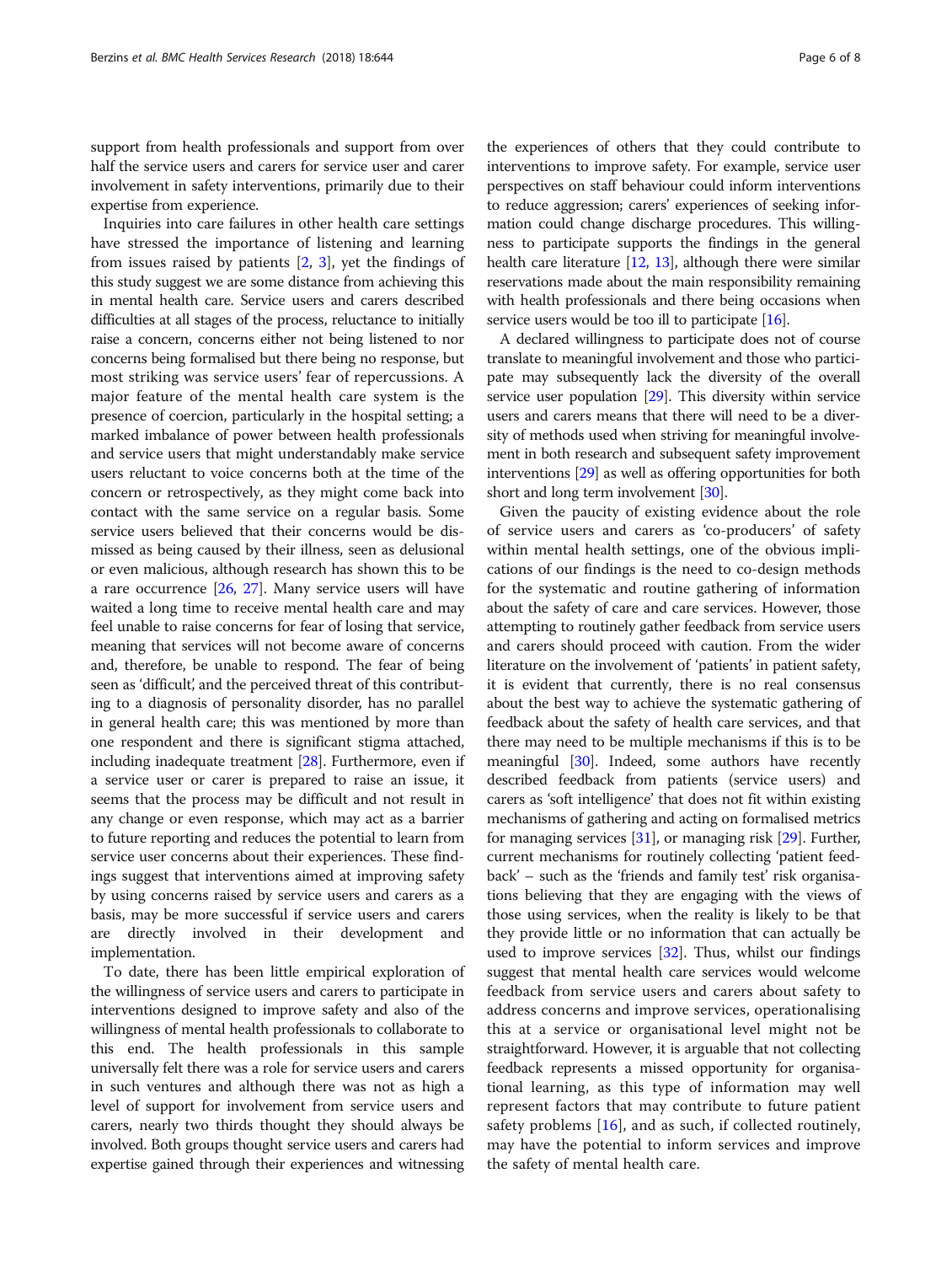support from health professionals and support from over half the service users and carers for service user and carer involvement in safety interventions, primarily due to their expertise from experience.

Inquiries into care failures in other health care settings have stressed the importance of listening and learning from issues raised by patients [2, 3], yet the findings of this study suggest we are some distance from achieving this in mental health care. Service users and carers described difficulties at all stages of the process, reluctance to initially raise a concern, concerns either not being listened to nor concerns being formalised but there being no response, but most striking was service users' fear of repercussions. A major feature of the mental health care system is the presence of coercion, particularly in the hospital setting; a marked imbalance of power between health professionals and service users that might understandably make service users reluctant to voice concerns both at the time of the concern or retrospectively, as they might come back into contact with the same service on a regular basis. Some service users believed that their concerns would be dismissed as being caused by their illness, seen as delusional or even malicious, although research has shown this to be a rare occurrence [26, 27]. Many service users will have waited a long time to receive mental health care and may feel unable to raise concerns for fear of losing that service, meaning that services will not become aware of concerns and, therefore, be unable to respond. The fear of being seen as 'difficult', and the perceived threat of this contributing to a diagnosis of personality disorder, has no parallel in general health care; this was mentioned by more than one respondent and there is significant stigma attached, including inadequate treatment [28]. Furthermore, even if a service user or carer is prepared to raise an issue, it seems that the process may be difficult and not result in any change or even response, which may act as a barrier to future reporting and reduces the potential to learn from service user concerns about their experiences. These findings suggest that interventions aimed at improving safety by using concerns raised by service users and carers as a basis, may be more successful if service users and carers are directly involved in their development and implementation.

To date, there has been little empirical exploration of the willingness of service users and carers to participate in interventions designed to improve safety and also of the willingness of mental health professionals to collaborate to this end. The health professionals in this sample universally felt there was a role for service users and carers in such ventures and although there was not as high a level of support for involvement from service users and carers, nearly two thirds thought they should always be involved. Both groups thought service users and carers had expertise gained through their experiences and witnessing the experiences of others that they could contribute to interventions to improve safety. For example, service user perspectives on staff behaviour could inform interventions to reduce aggression; carers' experiences of seeking information could change discharge procedures. This willingness to participate supports the findings in the general health care literature [12, 13], although there were similar reservations made about the main responsibility remaining with health professionals and there being occasions when service users would be too ill to participate [16].

A declared willingness to participate does not of course translate to meaningful involvement and those who participate may subsequently lack the diversity of the overall service user population [29]. This diversity within service users and carers means that there will need to be a diversity of methods used when striving for meaningful involvement in both research and subsequent safety improvement interventions [29] as well as offering opportunities for both short and long term involvement [30].

Given the paucity of existing evidence about the role of service users and carers as 'co-producers' of safety within mental health settings, one of the obvious implications of our findings is the need to co-design methods for the systematic and routine gathering of information about the safety of care and care services. However, those attempting to routinely gather feedback from service users and carers should proceed with caution. From the wider literature on the involvement of 'patients' in patient safety, it is evident that currently, there is no real consensus about the best way to achieve the systematic gathering of feedback about the safety of health care services, and that there may need to be multiple mechanisms if this is to be meaningful [30]. Indeed, some authors have recently described feedback from patients (service users) and carers as 'soft intelligence' that does not fit within existing mechanisms of gathering and acting on formalised metrics for managing services [31], or managing risk [29]. Further, current mechanisms for routinely collecting 'patient feedback' – such as the 'friends and family test' risk organisations believing that they are engaging with the views of those using services, when the reality is likely to be that they provide little or no information that can actually be used to improve services [32]. Thus, whilst our findings suggest that mental health care services would welcome feedback from service users and carers about safety to address concerns and improve services, operationalising this at a service or organisational level might not be straightforward. However, it is arguable that not collecting feedback represents a missed opportunity for organisational learning, as this type of information may well represent factors that may contribute to future patient safety problems [16], and as such, if collected routinely, may have the potential to inform services and improve the safety of mental health care.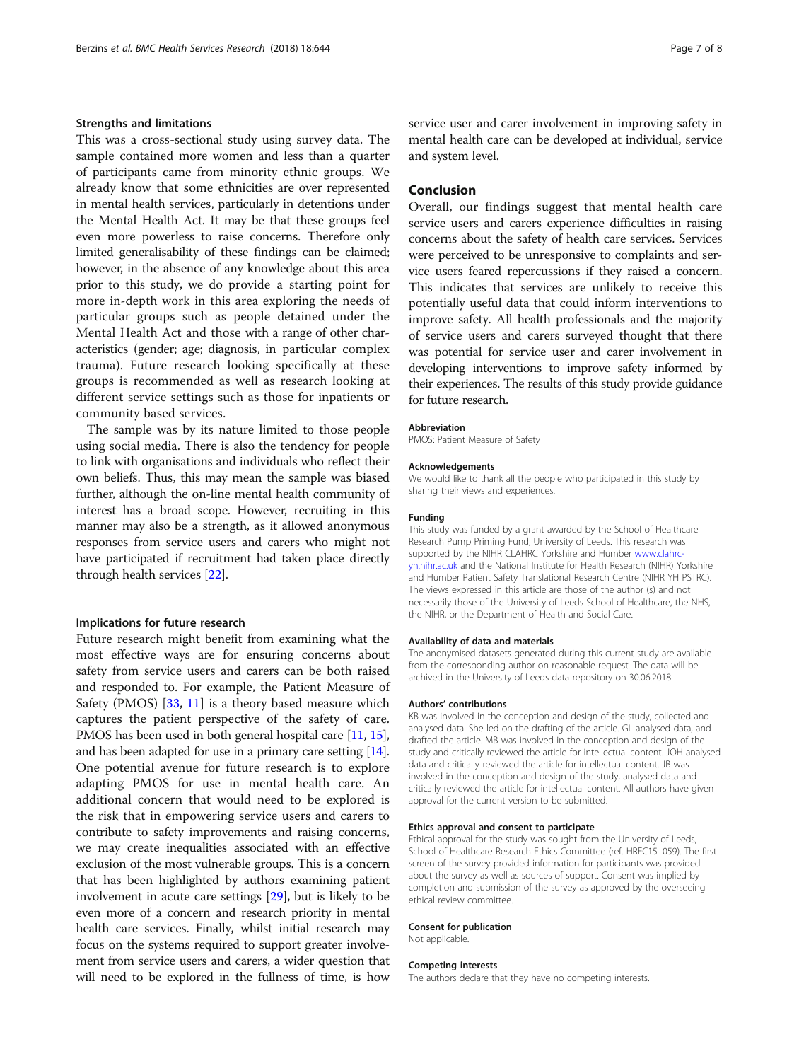### Strengths and limitations

This was a cross-sectional study using survey data. The sample contained more women and less than a quarter of participants came from minority ethnic groups. We already know that some ethnicities are over represented in mental health services, particularly in detentions under the Mental Health Act. It may be that these groups feel even more powerless to raise concerns. Therefore only limited generalisability of these findings can be claimed; however, in the absence of any knowledge about this area prior to this study, we do provide a starting point for more in-depth work in this area exploring the needs of particular groups such as people detained under the Mental Health Act and those with a range of other characteristics (gender; age; diagnosis, in particular complex trauma). Future research looking specifically at these groups is recommended as well as research looking at different service settings such as those for inpatients or community based services.

The sample was by its nature limited to those people using social media. There is also the tendency for people to link with organisations and individuals who reflect their own beliefs. Thus, this may mean the sample was biased further, although the on-line mental health community of interest has a broad scope. However, recruiting in this manner may also be a strength, as it allowed anonymous responses from service users and carers who might not have participated if recruitment had taken place directly through health services [22].

### Implications for future research

Future research might benefit from examining what the most effective ways are for ensuring concerns about safety from service users and carers can be both raised and responded to. For example, the Patient Measure of Safety (PMOS) [33, 11] is a theory based measure which captures the patient perspective of the safety of care. PMOS has been used in both general hospital care [11, 15], and has been adapted for use in a primary care setting [14]. One potential avenue for future research is to explore adapting PMOS for use in mental health care. An additional concern that would need to be explored is the risk that in empowering service users and carers to contribute to safety improvements and raising concerns, we may create inequalities associated with an effective exclusion of the most vulnerable groups. This is a concern that has been highlighted by authors examining patient involvement in acute care settings [29], but is likely to be even more of a concern and research priority in mental health care services. Finally, whilst initial research may focus on the systems required to support greater involvement from service users and carers, a wider question that will need to be explored in the fullness of time, is how service user and carer involvement in improving safety in mental health care can be developed at individual, service and system level.

## Conclusion

Overall, our findings suggest that mental health care service users and carers experience difficulties in raising concerns about the safety of health care services. Services were perceived to be unresponsive to complaints and service users feared repercussions if they raised a concern. This indicates that services are unlikely to receive this potentially useful data that could inform interventions to improve safety. All health professionals and the majority of service users and carers surveyed thought that there was potential for service user and carer involvement in developing interventions to improve safety informed by their experiences. The results of this study provide guidance for future research.

#### Abbreviation

PMOS: Patient Measure of Safety

#### Acknowledgements

We would like to thank all the people who participated in this study by sharing their views and experiences.

#### Funding

This study was funded by a grant awarded by the School of Healthcare Research Pump Priming Fund, University of Leeds. This research was supported by the NIHR CLAHRC Yorkshire and Humber www.clahrc-yh.nihr.ac.uk and the National Institute for Health Research (NIHR) Yorkshire and Humber Patient Safety Translational Research Centre (NIHR YH PSTRC). The views expressed in this article are those of the author (s) and not necessarily those of the University of Leeds School of Healthcare, the NHS, the NIHR, or the Department of Health and Social Care.

#### Availability of data and materials

The anonymised datasets generated during this current study are available from the corresponding author on reasonable request. The data will be archived in the University of Leeds data repository on 30.06.2018.

#### Authors' contributions

KB was involved in the conception and design of the study, collected and analysed data. She led on the drafting of the article. GL analysed data, and drafted the article. MB was involved in the conception and design of the study and critically reviewed the article for intellectual content. JOH analysed data and critically reviewed the article for intellectual content. JB was involved in the conception and design of the study, analysed data and critically reviewed the article for intellectual content. All authors have given approval for the current version to be submitted.

#### Ethics approval and consent to participate

Ethical approval for the study was sought from the University of Leeds, School of Healthcare Research Ethics Committee (ref. HREC15–059). The first screen of the survey provided information for participants was provided about the survey as well as sources of support. Consent was implied by completion and submission of the survey as approved by the overseeing ethical review committee.

#### Consent for publication

Not applicable.

#### Competing interests

The authors declare that they have no competing interests.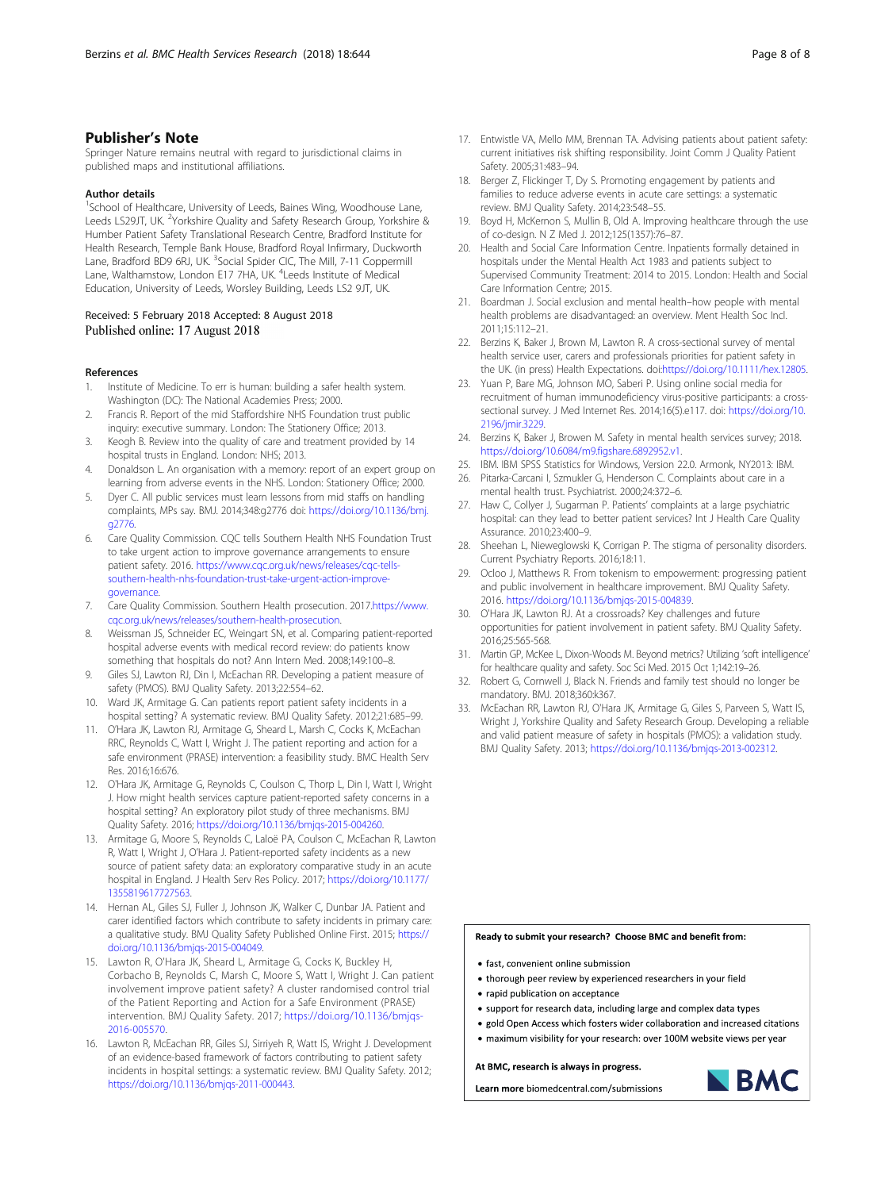## Publisher's Note

Springer Nature remains neutral with regard to jurisdictional claims in published maps and institutional affiliations.

### Author details

[1]School of Healthcare, University of Leeds, Baines Wing, Woodhouse Lane, Leeds LS29JT, UK. [2]Yorkshire Quality and Safety Research Group, Yorkshire & Humber Patient Safety Translational Research Centre, Bradford Institute for Health Research, Temple Bank House, Bradford Royal Infirmary, Duckworth Lane, Bradford BD9 6RJ, UK. [3]Social Spider CIC, The Mill, 7-11 Coppermill Lane, Walthamstow, London E17 7HA, UK. [4]Leeds Institute of Medical Education, University of Leeds, Worsley Building, Leeds LS2 9JT, UK.

Received: 5 February 2018 Accepted: 8 August 2018
Published online: 17 August 2018

### References

1. Institute of Medicine. To err is human: building a safer health system. Washington (DC): The National Academies Press; 2000.
2. Francis R. Report of the mid Staffordshire NHS Foundation trust public inquiry: executive summary. London: The Stationery Office; 2013.
3. Keogh B. Review into the quality of care and treatment provided by 14 hospital trusts in England. London: NHS; 2013.
4. Donaldson L. An organisation with a memory: report of an expert group on learning from adverse events in the NHS. London: Stationery Office; 2000.
5. Dyer C. All public services must learn lessons from mid staffs on handling complaints, MPs say. BMJ. 2014;348:g2776 doi: https://doi.org/10.1136/bmj.g2776.
6. Care Quality Commission. CQC tells Southern Health NHS Foundation Trust to take urgent action to improve governance arrangements to ensure patient safety. 2016. https://www.cqc.org.uk/news/releases/cqc-tells-southern-health-nhs-foundation-trust-take-urgent-action-improve-governance.
7. Care Quality Commission. Southern Health prosecution. 2017.https://www.cqc.org.uk/news/releases/southern-health-prosecution.
8. Weissman JS, Schneider EC, Weingart SN, et al. Comparing patient-reported hospital adverse events with medical record review: do patients know something that hospitals do not? Ann Intern Med. 2008;149:100–8.
9. Giles SJ, Lawton RJ, Din I, McEachan RR. Developing a patient measure of safety (PMOS). BMJ Quality Safety. 2013;22:554–62.
10. Ward JK, Armitage G. Can patients report patient safety incidents in a hospital setting? A systematic review. BMJ Quality Safety. 2012;21:685–99.
11. O'Hara JK, Lawton RJ, Armitage G, Sheard L, Marsh C, Cocks K, McEachan RRC, Reynolds C, Watt I, Wright J. The patient reporting and action for a safe environment (PRASE) intervention: a feasibility study. BMC Health Serv Res. 2016;16:676.
12. O'Hara JK, Armitage G, Reynolds C, Coulson C, Thorp L, Din I, Watt I, Wright J. How might health services capture patient-reported safety concerns in a hospital setting? An exploratory pilot study of three mechanisms. BMJ Quality Safety. 2016; https://doi.org/10.1136/bmjqs-2015-004260.
13. Armitage G, Moore S, Reynolds C, Laloë PA, Coulson C, McEachan R, Lawton R, Watt I, Wright J, O'Hara J. Patient-reported safety incidents as a new source of patient safety data: an exploratory comparative study in an acute hospital in England. J Health Serv Res Policy. 2017; https://doi.org/10.1177/1355819617727563.
14. Hernan AL, Giles SJ, Fuller J, Johnson JK, Walker C, Dunbar JA. Patient and carer identified factors which contribute to safety incidents in primary care: a qualitative study. BMJ Quality Safety Published Online First. 2015; https://doi.org/10.1136/bmjqs-2015-004049.
15. Lawton R, O'Hara JK, Sheard L, Armitage G, Cocks K, Buckley H, Corbacho B, Reynolds C, Marsh C, Moore S, Watt I, Wright J. Can patient involvement improve patient safety? A cluster randomised control trial of the Patient Reporting and Action for a Safe Environment (PRASE) intervention. BMJ Quality Safety. 2017; https://doi.org/10.1136/bmjqs-2016-005570.
16. Lawton R, McEachan RR, Giles SJ, Sirriyeh R, Watt IS, Wright J. Development of an evidence-based framework of factors contributing to patient safety incidents in hospital settings: a systematic review. BMJ Quality Safety. 2012; https://doi.org/10.1136/bmjqs-2011-000443.
17. Entwistle VA, Mello MM, Brennan TA. Advising patients about patient safety: current initiatives risk shifting responsibility. Joint Comm J Quality Patient Safety. 2005;31:483–94.
18. Berger Z, Flickinger T, Dy S. Promoting engagement by patients and families to reduce adverse events in acute care settings: a systematic review. BMJ Quality Safety. 2014;23:548–55.
19. Boyd H, McKernon S, Mullin B, Old A. Improving healthcare through the use of co-design. N Z Med J. 2012;125(1357):76–87.
20. Health and Social Care Information Centre. Inpatients formally detained in hospitals under the Mental Health Act 1983 and patients subject to Supervised Community Treatment: 2014 to 2015. London: Health and Social Care Information Centre; 2015.
21. Boardman J. Social exclusion and mental health–how people with mental health problems are disadvantaged: an overview. Ment Health Soc Incl. 2011;15:112–21.
22. Berzins K, Baker J, Brown M, Lawton R. A cross-sectional survey of mental health service user, carers and professionals priorities for patient safety in the UK. (in press) Health Expectations. doi:https://doi.org/10.1111/hex.12805.
23. Yuan P, Bare MG, Johnson MO, Saberi P. Using online social media for recruitment of human immunodeficiency virus-positive participants: a cross-sectional survey. J Med Internet Res. 2014;16(5).e117. doi: https://doi.org/10.2196/jmir.3229.
24. Berzins K, Baker J, Browen M. Safety in mental health services survey; 2018. https://doi.org/10.6084/m9.figshare.6892952.v1.
25. IBM. IBM SPSS Statistics for Windows, Version 22.0. Armonk, NY2013: IBM.
26. Pitarka-Carcani I, Szmukler G, Henderson C. Complaints about care in a mental health trust. Psychiatrist. 2000;24:372–6.
27. Haw C, Collyer J, Sugarman P. Patients' complaints at a large psychiatric hospital: can they lead to better patient services? Int J Health Care Quality Assurance. 2010;23:400–9.
28. Sheehan L, Nieweglowski K, Corrigan P. The stigma of personality disorders. Current Psychiatry Reports. 2016;18:11.
29. Ocloo J, Matthews R. From tokenism to empowerment: progressing patient and public involvement in healthcare improvement. BMJ Quality Safety. 2016. https://doi.org/10.1136/bmjqs-2015-004839.
30. O'Hara JK, Lawton RJ. At a crossroads? Key challenges and future opportunities for patient involvement in patient safety. BMJ Quality Safety. 2016;25:565-568.
31. Martin GP, McKee L, Dixon-Woods M. Beyond metrics? Utilizing 'soft intelligence' for healthcare quality and safety. Soc Sci Med. 2015 Oct 1;142:19–26.
32. Robert G, Cornwell J, Black N. Friends and family test should no longer be mandatory. BMJ. 2018;360:k367.
33. McEachan RR, Lawton RJ, O'Hara JK, Armitage G, Giles S, Parveen S, Watt IS, Wright J, Yorkshire Quality and Safety Research Group. Developing a reliable and valid patient measure of safety in hospitals (PMOS): a validation study. BMJ Quality Safety. 2013; https://doi.org/10.1136/bmjqs-2013-002312.